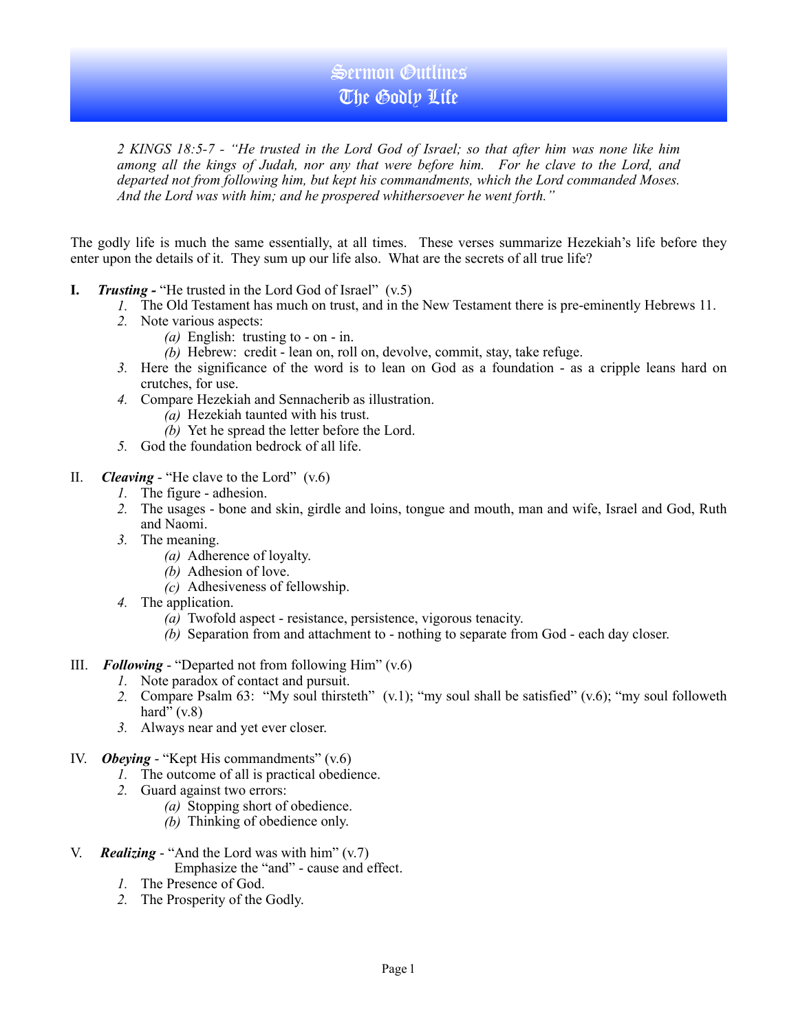# Sermon Outlines
# The Godly Life

*2 KINGS 18:5-7 - "He trusted in the Lord God of Israel; so that after him was none like him among all the kings of Judah, nor any that were before him. For he clave to the Lord, and departed not from following him, but kept his commandments, which the Lord commanded Moses. And the Lord was with him; and he prospered whithersoever he went forth."*

The godly life is much the same essentially, at all times. These verses summarize Hezekiah's life before they enter upon the details of it. They sum up our life also. What are the secrets of all true life?

**I.** ***Trusting -*** "He trusted in the Lord God of Israel" (v.5)

1. The Old Testament has much on trust, and in the New Testament there is pre-eminently Hebrews 11.
2. Note various aspects:
   - *(a)* English: trusting to - on - in.
   - *(b)* Hebrew: credit - lean on, roll on, devolve, commit, stay, take refuge.
3. Here the significance of the word is to lean on God as a foundation - as a cripple leans hard on crutches, for use.
4. Compare Hezekiah and Sennacherib as illustration.
   - *(a)* Hezekiah taunted with his trust.
   - *(b)* Yet he spread the letter before the Lord.
5. God the foundation bedrock of all life.

II. ***Cleaving*** - "He clave to the Lord" (v.6)

1. The figure - adhesion.
2. The usages - bone and skin, girdle and loins, tongue and mouth, man and wife, Israel and God, Ruth and Naomi.
3. The meaning.
   - *(a)* Adherence of loyalty.
   - *(b)* Adhesion of love.
   - *(c)* Adhesiveness of fellowship.
4. The application.
   - *(a)* Twofold aspect - resistance, persistence, vigorous tenacity.
   - *(b)* Separation from and attachment to - nothing to separate from God - each day closer.

III. ***Following*** - "Departed not from following Him" (v.6)

1. Note paradox of contact and pursuit.
2. Compare Psalm 63: "My soul thirsteth" (v.1); "my soul shall be satisfied" (v.6); "my soul followeth hard" (v.8)
3. Always near and yet ever closer.

IV. ***Obeying*** - "Kept His commandments" (v.6)

1. The outcome of all is practical obedience.
2. Guard against two errors:
   - *(a)* Stopping short of obedience.
   - *(b)* Thinking of obedience only.

V. ***Realizing*** - "And the Lord was with him" (v.7)

Emphasize the "and" - cause and effect.

1. The Presence of God.
2. The Prosperity of the Godly.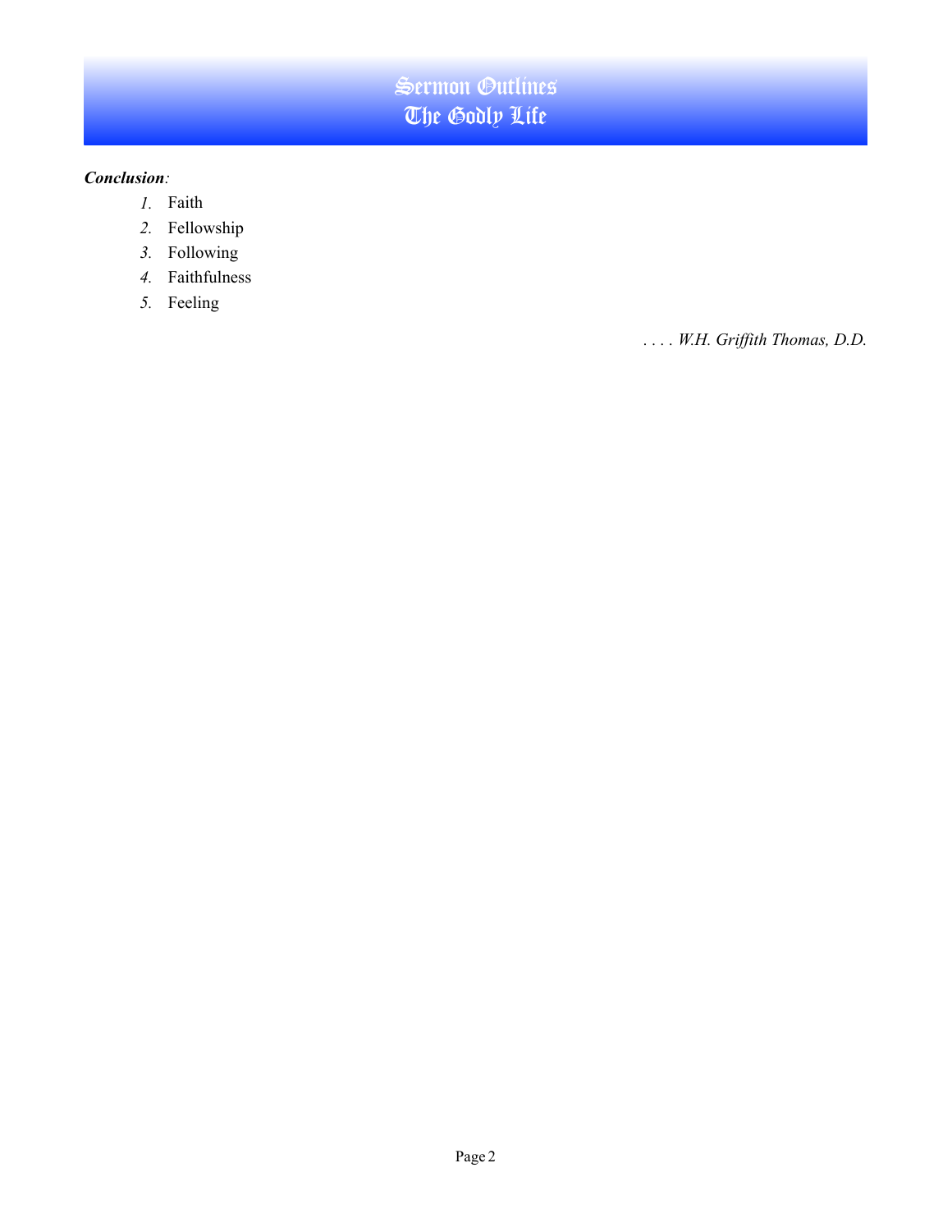***Conclusion***:

1. Faith
2. Fellowship
3. Following
4. Faithfulness
5. Feeling

. . . . *W.H. Griffith Thomas, D.D.*